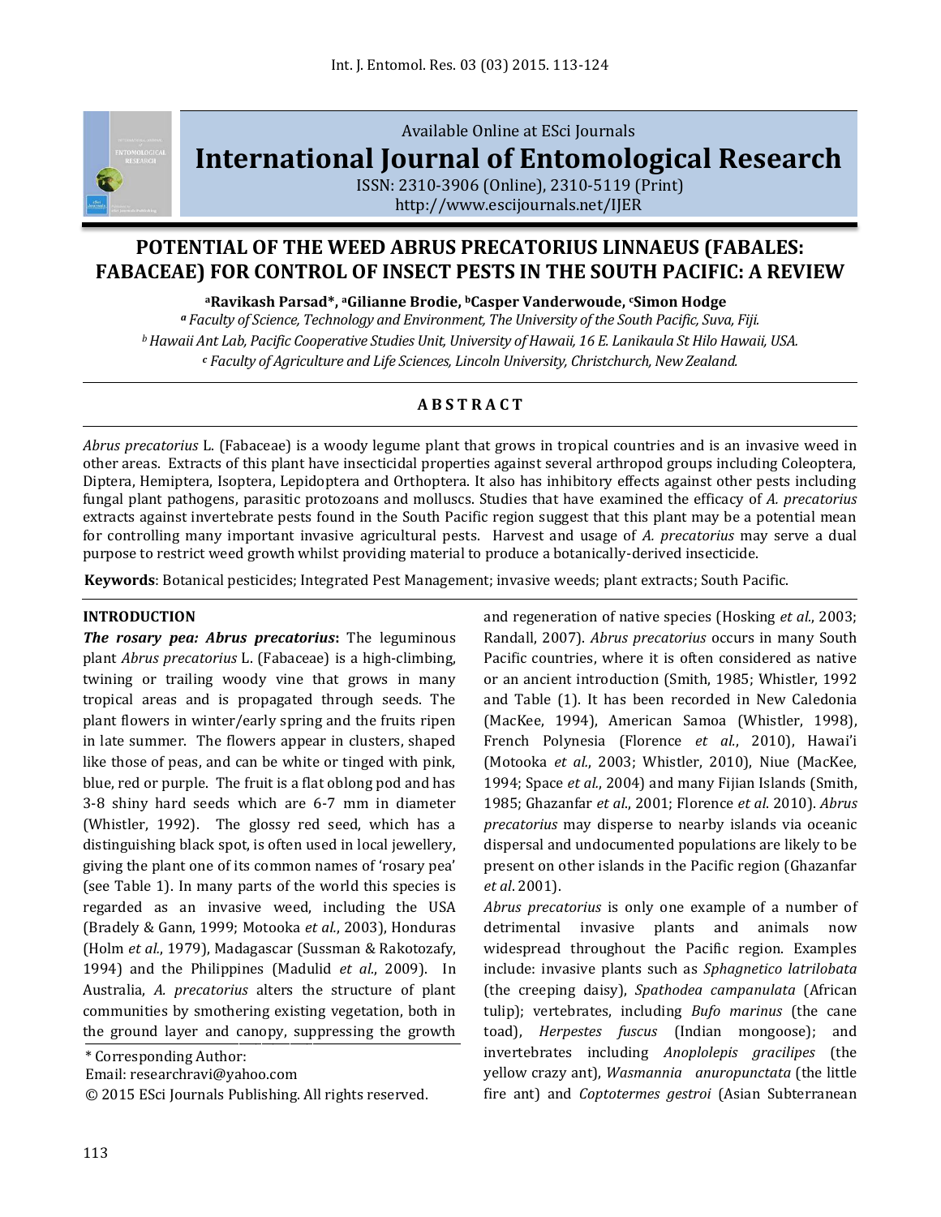Available Online at ESci Journals

# International Journal of Entomological Research

ISSN: 2310-3906 (Online), 2310-5119 (Print)
http://www.escijournals.net/IJER

## POTENTIAL OF THE WEED ABRUS PRECATORIUS LINNAEUS (FABALES: FABACEAE) FOR CONTROL OF INSECT PESTS IN THE SOUTH PACIFIC: A REVIEW

**[a]Ravikash Parsad*, [a]Gilianne Brodie, [b]Casper Vanderwoude, [c]Simon Hodge**

*[a] Faculty of Science, Technology and Environment, The University of the South Pacific, Suva, Fiji.*
*[b] Hawaii Ant Lab, Pacific Cooperative Studies Unit, University of Hawaii, 16 E. Lanikaula St Hilo Hawaii, USA.*
*[c] Faculty of Agriculture and Life Sciences, Lincoln University, Christchurch, New Zealand.*

### A B S T R A C T

*Abrus precatorius* L. (Fabaceae) is a woody legume plant that grows in tropical countries and is an invasive weed in other areas. Extracts of this plant have insecticidal properties against several arthropod groups including Coleoptera, Diptera, Hemiptera, Isoptera, Lepidoptera and Orthoptera. It also has inhibitory effects against other pests including fungal plant pathogens, parasitic protozoans and molluscs. Studies that have examined the efficacy of *A. precatorius* extracts against invertebrate pests found in the South Pacific region suggest that this plant may be a potential mean for controlling many important invasive agricultural pests. Harvest and usage of *A. precatorius* may serve a dual purpose to restrict weed growth whilst providing material to produce a botanically-derived insecticide.

**Keywords**: Botanical pesticides; Integrated Pest Management; invasive weeds; plant extracts; South Pacific.

### INTRODUCTION

***The rosary pea: Abrus precatorius*:** The leguminous plant *Abrus precatorius* L. (Fabaceae) is a high-climbing, twining or trailing woody vine that grows in many tropical areas and is propagated through seeds. The plant flowers in winter/early spring and the fruits ripen in late summer. The flowers appear in clusters, shaped like those of peas, and can be white or tinged with pink, blue, red or purple. The fruit is a flat oblong pod and has 3-8 shiny hard seeds which are 6-7 mm in diameter (Whistler, 1992). The glossy red seed, which has a distinguishing black spot, is often used in local jewellery, giving the plant one of its common names of 'rosary pea' (see Table 1). In many parts of the world this species is regarded as an invasive weed, including the USA (Bradely & Gann, 1999; Motooka *et al.*, 2003), Honduras (Holm *et al.*, 1979), Madagascar (Sussman & Rakotozafy, 1994) and the Philippines (Madulid *et al.*, 2009). In Australia, *A. precatorius* alters the structure of plant communities by smothering existing vegetation, both in the ground layer and canopy, suppressing the growth and regeneration of native species (Hosking *et al.*, 2003; Randall, 2007). *Abrus precatorius* occurs in many South Pacific countries, where it is often considered as native or an ancient introduction (Smith, 1985; Whistler, 1992 and Table (1). It has been recorded in New Caledonia (MacKee, 1994), American Samoa (Whistler, 1998), French Polynesia (Florence *et al.*, 2010), Hawai'i (Motooka *et al.*, 2003; Whistler, 2010), Niue (MacKee, 1994; Space *et al.*, 2004) and many Fijian Islands (Smith, 1985; Ghazanfar *et al.*, 2001; Florence *et al*. 2010). *Abrus precatorius* may disperse to nearby islands via oceanic dispersal and undocumented populations are likely to be present on other islands in the Pacific region (Ghazanfar *et al*. 2001).

*Abrus precatorius* is only one example of a number of detrimental invasive plants and animals now widespread throughout the Pacific region. Examples include: invasive plants such as *Sphagnetico latrilobata* (the creeping daisy), *Spathodea campanulata* (African tulip); vertebrates, including *Bufo marinus* (the cane toad), *Herpestes fuscus* (Indian mongoose); and invertebrates including *Anoplolepis gracilipes* (the yellow crazy ant), *Wasmannia anuropunctata* (the little fire ant) and *Coptotermes gestroi* (Asian Subterranean

\* Corresponding Author:
Email: researchravi@yahoo.com
© 2015 ESci Journals Publishing. All rights reserved.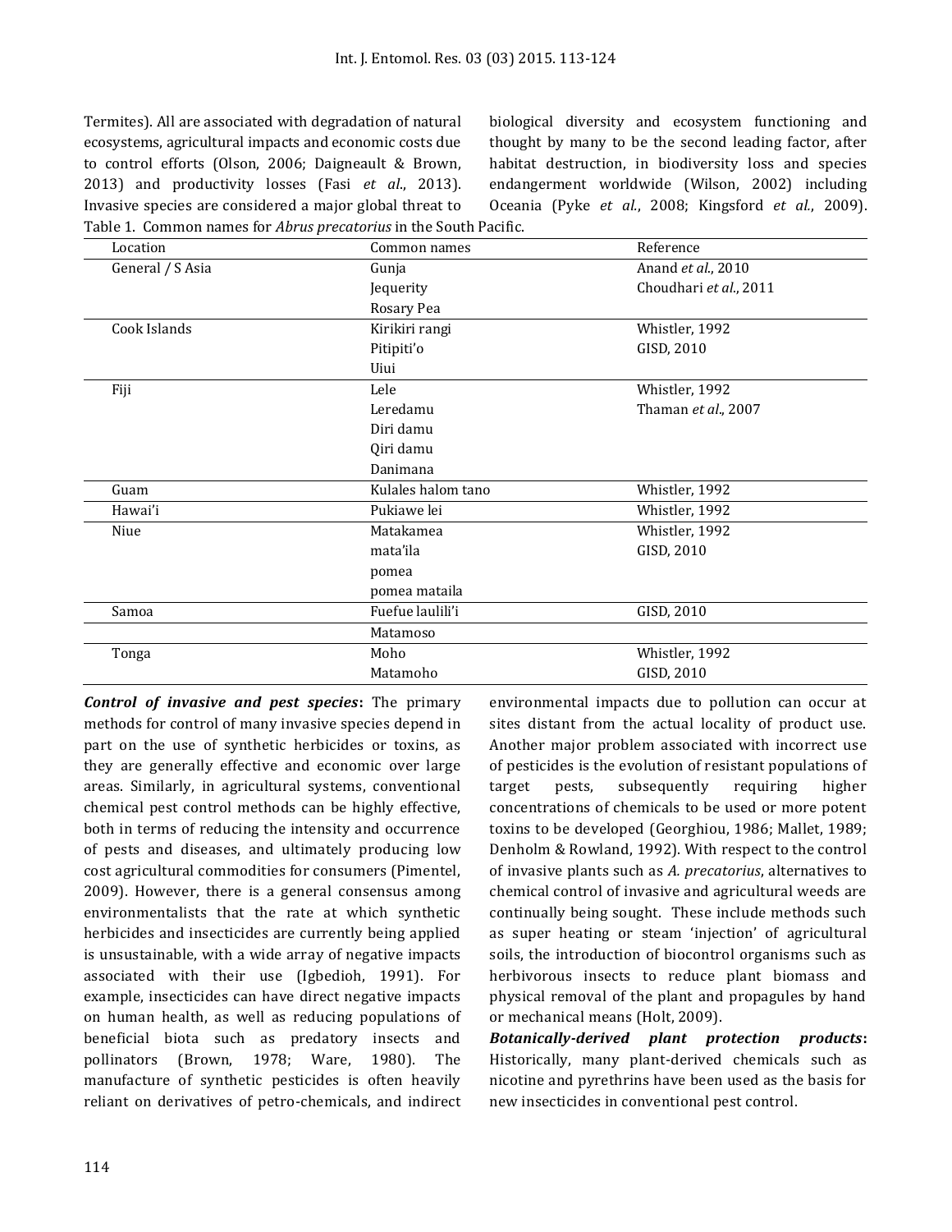Termites). All are associated with degradation of natural ecosystems, agricultural impacts and economic costs due to control efforts (Olson, 2006; Daigneault & Brown, 2013) and productivity losses (Fasi *et al*., 2013). Invasive species are considered a major global threat to biological diversity and ecosystem functioning and thought by many to be the second leading factor, after habitat destruction, in biodiversity loss and species endangerment worldwide (Wilson, 2002) including Oceania (Pyke *et al*., 2008; Kingsford *et al*., 2009).

Table 1. Common names for *Abrus precatorius* in the South Pacific.

| Location | Common names | Reference |
|---|---|---|
| General / S Asia | Gunja | Anand *et al*., 2010 |
| | Jequerity | Choudhari *et al*., 2011 |
| | Rosary Pea | |
| Cook Islands | Kirikiri rangi | Whistler, 1992 |
| | Pitipiti'o | GISD, 2010 |
| | Uiui | |
| Fiji | Lele | Whistler, 1992 |
| | Leredamu | Thaman *et al*., 2007 |
| | Diri damu | |
| | Qiri damu | |
| | Danimana | |
| Guam | Kulales halom tano | Whistler, 1992 |
| Hawai'i | Pukiawe lei | Whistler, 1992 |
| Niue | Matakamea | Whistler, 1992 |
| | mata'ila | GISD, 2010 |
| | pomea | |
| | pomea mataila | |
| Samoa | Fuefue laulili'i | GISD, 2010 |
| | Matamoso | |
| Tonga | Moho | Whistler, 1992 |
| | Matamoho | GISD, 2010 |

***Control of invasive and pest species*:** The primary methods for control of many invasive species depend in part on the use of synthetic herbicides or toxins, as they are generally effective and economic over large areas. Similarly, in agricultural systems, conventional chemical pest control methods can be highly effective, both in terms of reducing the intensity and occurrence of pests and diseases, and ultimately producing low cost agricultural commodities for consumers (Pimentel, 2009). However, there is a general consensus among environmentalists that the rate at which synthetic herbicides and insecticides are currently being applied is unsustainable, with a wide array of negative impacts associated with their use (Igbedioh, 1991). For example, insecticides can have direct negative impacts on human health, as well as reducing populations of beneficial biota such as predatory insects and pollinators (Brown, 1978; Ware, 1980). The manufacture of synthetic pesticides is often heavily reliant on derivatives of petro-chemicals, and indirect environmental impacts due to pollution can occur at sites distant from the actual locality of product use. Another major problem associated with incorrect use of pesticides is the evolution of resistant populations of target pests, subsequently requiring higher concentrations of chemicals to be used or more potent toxins to be developed (Georghiou, 1986; Mallet, 1989; Denholm & Rowland, 1992). With respect to the control of invasive plants such as *A. precatorius*, alternatives to chemical control of invasive and agricultural weeds are continually being sought. These include methods such as super heating or steam 'injection' of agricultural soils, the introduction of biocontrol organisms such as herbivorous insects to reduce plant biomass and physical removal of the plant and propagules by hand or mechanical means (Holt, 2009).

***Botanically-derived plant protection products*:** Historically, many plant-derived chemicals such as nicotine and pyrethrins have been used as the basis for new insecticides in conventional pest control.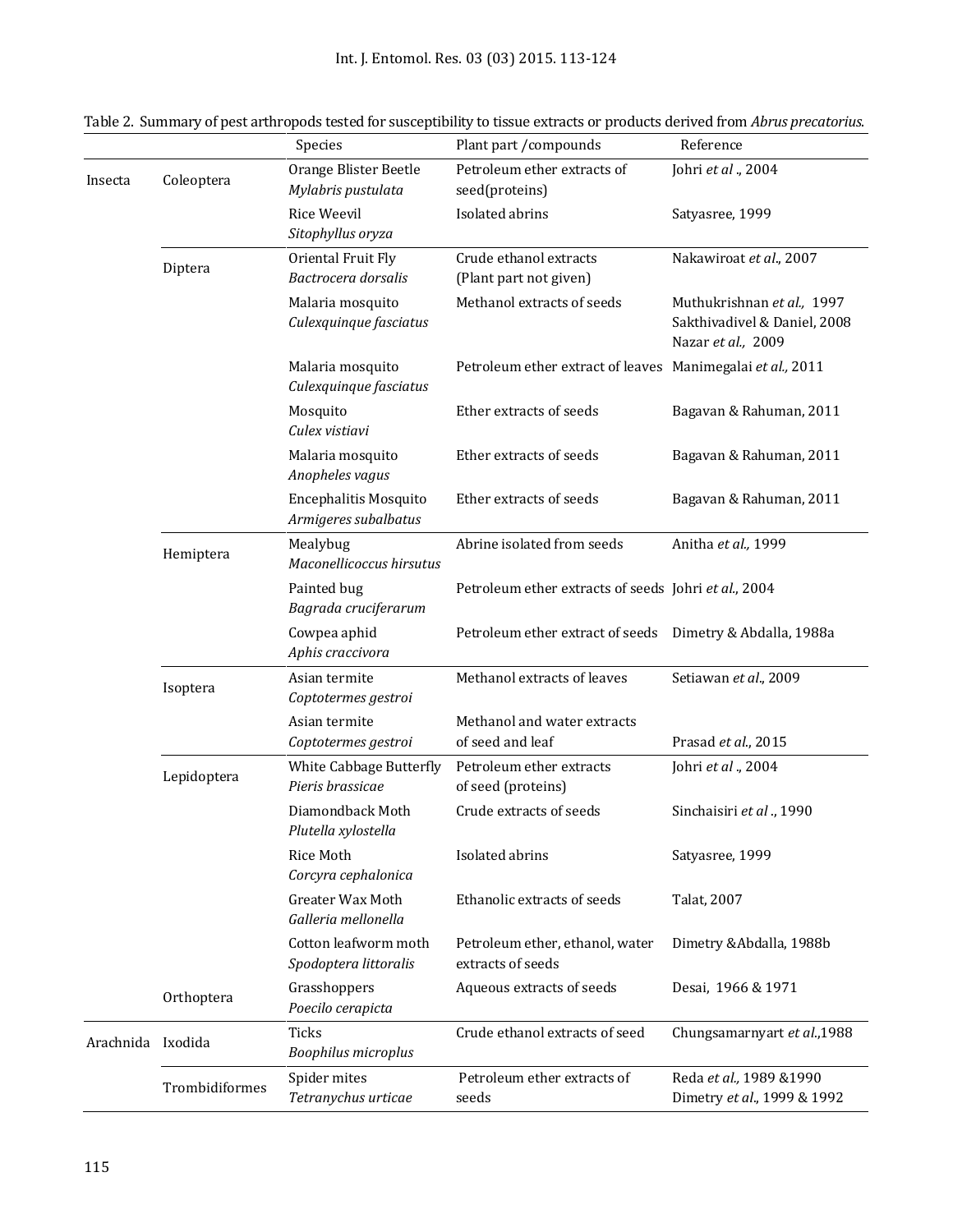Table 2. Summary of pest arthropods tested for susceptibility to tissue extracts or products derived from *Abrus precatorius*.

| | | Species | Plant part /compounds | Reference |
|---|---|---|---|---|
| Insecta | Coleoptera | Orange Blister Beetle *Mylabris pustulata* | Petroleum ether extracts of seed(proteins) | Johri *et al* ., 2004 |
| | | Rice Weevil *Sitophyllus oryza* | Isolated abrins | Satyasree, 1999 |
| | Diptera | Oriental Fruit Fly *Bactrocera dorsalis* | Crude ethanol extracts (Plant part not given) | Nakawiroat *et al*., 2007 |
| | | Malaria mosquito *Culexquinque fasciatus* | Methanol extracts of seeds | Muthukrishnan *et al.,* 1997 Sakthivadivel & Daniel, 2008 Nazar *et al.,* 2009 |
| | | Malaria mosquito *Culexquinque fasciatus* | Petroleum ether extract of leaves | Manimegalai *et al.,* 2011 |
| | | Mosquito *Culex vistiavi* | Ether extracts of seeds | Bagavan & Rahuman, 2011 |
| | | Malaria mosquito *Anopheles vagus* | Ether extracts of seeds | Bagavan & Rahuman, 2011 |
| | | Encephalitis Mosquito *Armigeres subalbatus* | Ether extracts of seeds | Bagavan & Rahuman, 2011 |
| | Hemiptera | Mealybug *Maconellicoccus hirsutus* | Abrine isolated from seeds | Anitha *et al.,* 1999 |
| | | Painted bug *Bagrada cruciferarum* | Petroleum ether extracts of seeds | Johri *et al*., 2004 |
| | | Cowpea aphid *Aphis craccivora* | Petroleum ether extract of seeds | Dimetry & Abdalla, 1988a |
| | Isoptera | Asian termite *Coptotermes gestroi* | Methanol extracts of leaves | Setiawan *et al*., 2009 |
| | | Asian termite *Coptotermes gestroi* | Methanol and water extracts of seed and leaf | Prasad *et al*., 2015 |
| | Lepidoptera | White Cabbage Butterfly *Pieris brassicae* | Petroleum ether extracts of seed (proteins) | Johri *et al* ., 2004 |
| | | Diamondback Moth *Plutella xylostella* | Crude extracts of seeds | Sinchaisiri *et al* ., 1990 |
| | | Rice Moth *Corcyra cephalonica* | Isolated abrins | Satyasree, 1999 |
| | | Greater Wax Moth *Galleria mellonella* | Ethanolic extracts of seeds | Talat, 2007 |
| | | Cotton leafworm moth *Spodoptera littoralis* | Petroleum ether, ethanol, water extracts of seeds | Dimetry &Abdalla, 1988b |
| | Orthoptera | Grasshoppers *Poecilo cerapicta* | Aqueous extracts of seeds | Desai, 1966 & 1971 |
| Arachnida | Ixodida | Ticks *Boophilus microplus* | Crude ethanol extracts of seed | Chungsamarnyart *et al*.,1988 |
| | Trombidiformes | Spider mites *Tetranychus urticae* | Petroleum ether extracts of seeds | Reda *et al.,* 1989 &1990 Dimetry *et al*., 1999 & 1992 |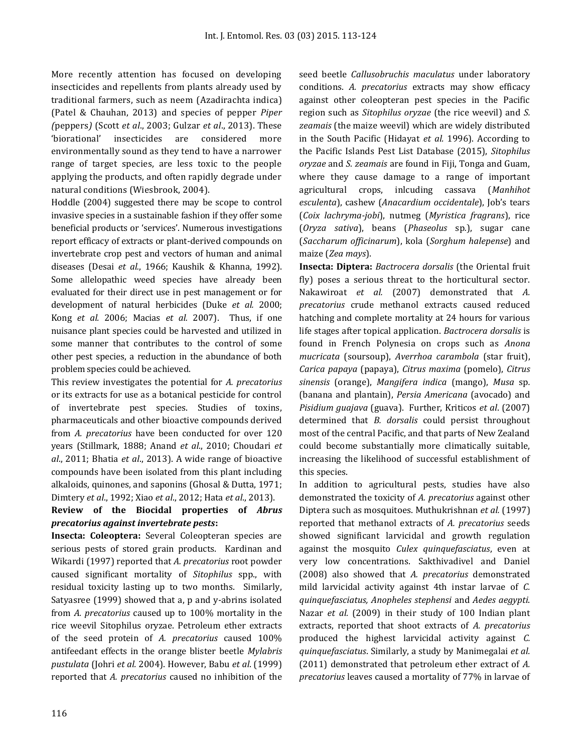More recently attention has focused on developing insecticides and repellents from plants already used by traditional farmers, such as neem (Azadirachta indica) (Patel & Chauhan, 2013) and species of pepper *Piper (*peppers*)* (Scott *et al*., 2003; Gulzar *et al*., 2013). These 'biorational' insecticides are considered more environmentally sound as they tend to have a narrower range of target species, are less toxic to the people applying the products, and often rapidly degrade under natural conditions (Wiesbrook, 2004).

Hoddle (2004) suggested there may be scope to control invasive species in a sustainable fashion if they offer some beneficial products or 'services'. Numerous investigations report efficacy of extracts or plant-derived compounds on invertebrate crop pest and vectors of human and animal diseases (Desai *et al*., 1966; Kaushik & Khanna, 1992). Some allelopathic weed species have already been evaluated for their direct use in pest management or for development of natural herbicides (Duke *et al.* 2000; Kong *et al.* 2006; Macias *et al.* 2007). Thus, if one nuisance plant species could be harvested and utilized in some manner that contributes to the control of some other pest species, a reduction in the abundance of both problem species could be achieved.

This review investigates the potential for *A. precatorius* or its extracts for use as a botanical pesticide for control of invertebrate pest species. Studies of toxins, pharmaceuticals and other bioactive compounds derived from *A. precatorius* have been conducted for over 120 years (Stillmark, 1888; Anand *et al*., 2010; Choudari *et al*., 2011; Bhatia *et al*., 2013). A wide range of bioactive compounds have been isolated from this plant including alkaloids, quinones, and saponins (Ghosal & Dutta, 1971; Dimtery *et al*., 1992; Xiao *et al*., 2012; Hata *et al*., 2013).

**Review of the Biocidal properties of *Abrus precatorius against invertebrate pests*:**

**Insecta: Coleoptera:** Several Coleopteran species are serious pests of stored grain products. Kardinan and Wikardi (1997) reported that *A. precatorius* root powder caused significant mortality of *Sitophilus* spp., with residual toxicity lasting up to two months. Similarly, Satyasree (1999) showed that a, p and y-abrins isolated from *A. precatorius* caused up to 100% mortality in the rice weevil Sitophilus oryzae. Petroleum ether extracts of the seed protein of *A. precatorius* caused 100% antifeedant effects in the orange blister beetle *Mylabris pustulata* (Johri *et al.* 2004). However, Babu *et al*. (1999) reported that *A. precatorius* caused no inhibition of the seed beetle *Callusobruchis maculatus* under laboratory conditions. *A. precatorius* extracts may show efficacy against other coleopteran pest species in the Pacific region such as *Sitophilus oryzae* (the rice weevil) and *S. zeamais* (the maize weevil) which are widely distributed in the South Pacific (Hidayat *et al.* 1996). According to the Pacific Islands Pest List Database (2015), *Sitophilus oryzae* and *S. zeamais* are found in Fiji, Tonga and Guam, where they cause damage to a range of important agricultural crops, inlcuding cassava (*Manhihot esculenta*), cashew (*Anacardium occidentale*), Job's tears (*Coix lachryma-jobi*), nutmeg (*Myristica fragrans*), rice (*Oryza sativa*), beans (*Phaseolus* sp.), sugar cane (*Saccharum officinarum*), kola (*Sorghum halepense*) and maize (*Zea mays*).

**Insecta: Diptera:** *Bactrocera dorsalis* (the Oriental fruit fly) poses a serious threat to the horticultural sector. Nakawiroat *et al.* (2007) demonstrated that *A. precatorius* crude methanol extracts caused reduced hatching and complete mortality at 24 hours for various life stages after topical application. *Bactrocera dorsalis* is found in French Polynesia on crops such as *Anona mucricata* (soursoup), *Averrhoa carambola* (star fruit), *Carica papaya* (papaya), *Citrus maxima* (pomelo), *Citrus sinensis* (orange), *Mangifera indica* (mango), *Musa* sp. (banana and plantain), *Persia Americana* (avocado) and *Pisidium guajava* (guava). Further, Kriticos *et al*. (2007) determined that *B. dorsalis* could persist throughout most of the central Pacific, and that parts of New Zealand could become substantially more climatically suitable, increasing the likelihood of successful establishment of this species.

In addition to agricultural pests, studies have also demonstrated the toxicity of *A. precatorius* against other Diptera such as mosquitoes. Muthukrishnan *et al.* (1997) reported that methanol extracts of *A. precatorius* seeds showed significant larvicidal and growth regulation against the mosquito *Culex quinquefasciatus*, even at very low concentrations. Sakthivadivel and Daniel (2008) also showed that *A. precatorius* demonstrated mild larvicidal activity against 4th instar larvae of *C. quinquefasciatus, Anopheles stephensi* and *Aedes aegypti*. Nazar *et al.* (2009) in their study of 100 Indian plant extracts, reported that shoot extracts of *A. precatorius* produced the highest larvicidal activity against *C. quinquefasciatus*. Similarly, a study by Manimegalai *et al.* (2011) demonstrated that petroleum ether extract of *A. precatorius* leaves caused a mortality of 77% in larvae of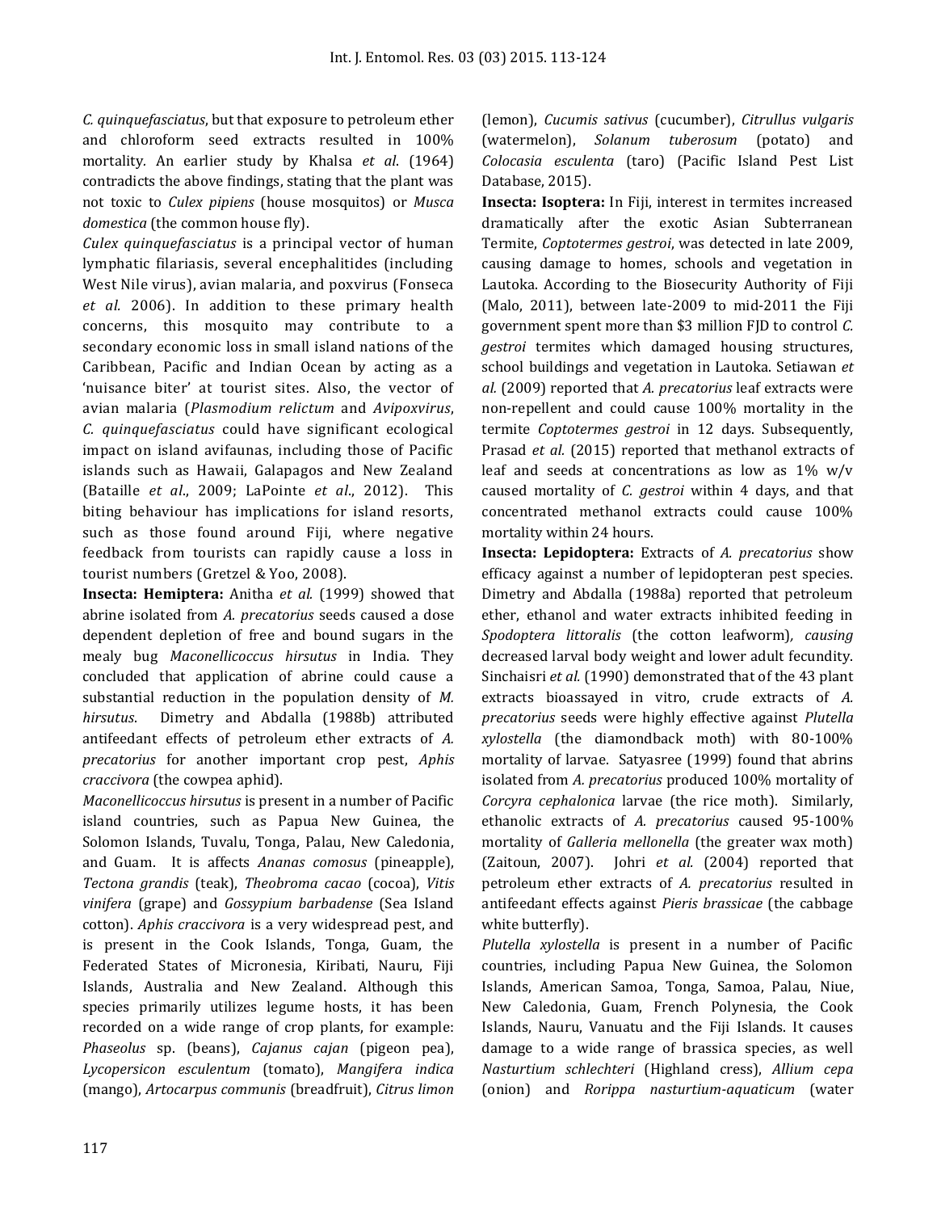*C. quinquefasciatus*, but that exposure to petroleum ether and chloroform seed extracts resulted in 100% mortality. An earlier study by Khalsa *et al*. (1964) contradicts the above findings, stating that the plant was not toxic to *Culex pipiens* (house mosquitos) or *Musca domestica* (the common house fly).

*Culex quinquefasciatus* is a principal vector of human lymphatic filariasis, several encephalitides (including West Nile virus), avian malaria, and poxvirus (Fonseca *et al.* 2006). In addition to these primary health concerns, this mosquito may contribute to a secondary economic loss in small island nations of the Caribbean, Pacific and Indian Ocean by acting as a 'nuisance biter' at tourist sites. Also, the vector of avian malaria (*Plasmodium relictum* and *Avipoxvirus*, *C. quinquefasciatus* could have significant ecological impact on island avifaunas, including those of Pacific islands such as Hawaii, Galapagos and New Zealand (Bataille *et al*., 2009; LaPointe *et al*., 2012). This biting behaviour has implications for island resorts, such as those found around Fiji, where negative feedback from tourists can rapidly cause a loss in tourist numbers (Gretzel & Yoo, 2008).

**Insecta: Hemiptera:** Anitha *et al.* (1999) showed that abrine isolated from *A. precatorius* seeds caused a dose dependent depletion of free and bound sugars in the mealy bug *Maconellicoccus hirsutus* in India. They concluded that application of abrine could cause a substantial reduction in the population density of *M. hirsutus*. Dimetry and Abdalla (1988b) attributed antifeedant effects of petroleum ether extracts of *A. precatorius* for another important crop pest, *Aphis craccivora* (the cowpea aphid).

*Maconellicoccus hirsutus* is present in a number of Pacific island countries, such as Papua New Guinea, the Solomon Islands, Tuvalu, Tonga, Palau, New Caledonia, and Guam. It is affects *Ananas comosus* (pineapple), *Tectona grandis* (teak), *Theobroma cacao* (cocoa), *Vitis vinifera* (grape) and *Gossypium barbadense* (Sea Island cotton). *Aphis craccivora* is a very widespread pest, and is present in the Cook Islands, Tonga, Guam, the Federated States of Micronesia, Kiribati, Nauru, Fiji Islands, Australia and New Zealand. Although this species primarily utilizes legume hosts, it has been recorded on a wide range of crop plants, for example: *Phaseolus* sp. (beans), *Cajanus cajan* (pigeon pea), *Lycopersicon esculentum* (tomato), *Mangifera indica* (mango), *Artocarpus communis* (breadfruit), *Citrus limon* (lemon), *Cucumis sativus* (cucumber), *Citrullus vulgaris* (watermelon), *Solanum tuberosum* (potato) and *Colocasia esculenta* (taro) (Pacific Island Pest List Database, 2015).

**Insecta: Isoptera:** In Fiji, interest in termites increased dramatically after the exotic Asian Subterranean Termite, *Coptotermes gestroi*, was detected in late 2009, causing damage to homes, schools and vegetation in Lautoka. According to the Biosecurity Authority of Fiji (Malo, 2011), between late-2009 to mid-2011 the Fiji government spent more than $3 million FJD to control *C. gestroi* termites which damaged housing structures, school buildings and vegetation in Lautoka. Setiawan *et al.* (2009) reported that *A. precatorius* leaf extracts were non-repellent and could cause 100% mortality in the termite *Coptotermes gestroi* in 12 days. Subsequently, Prasad *et al.* (2015) reported that methanol extracts of leaf and seeds at concentrations as low as 1% w/v caused mortality of *C. gestroi* within 4 days, and that concentrated methanol extracts could cause 100% mortality within 24 hours.

**Insecta: Lepidoptera:** Extracts of *A. precatorius* show efficacy against a number of lepidopteran pest species. Dimetry and Abdalla (1988a) reported that petroleum ether, ethanol and water extracts inhibited feeding in *Spodoptera littoralis* (the cotton leafworm), *causing* decreased larval body weight and lower adult fecundity. Sinchaisri *et al.* (1990) demonstrated that of the 43 plant extracts bioassayed in vitro, crude extracts of *A. precatorius* seeds were highly effective against *Plutella xylostella* (the diamondback moth) with 80-100% mortality of larvae. Satyasree (1999) found that abrins isolated from *A. precatorius* produced 100% mortality of *Corcyra cephalonica* larvae (the rice moth). Similarly, ethanolic extracts of *A. precatorius* caused 95-100% mortality of *Galleria mellonella* (the greater wax moth) (Zaitoun, 2007). Johri *et al.* (2004) reported that petroleum ether extracts of *A. precatorius* resulted in antifeedant effects against *Pieris brassicae* (the cabbage white butterfly).

*Plutella xylostella* is present in a number of Pacific countries, including Papua New Guinea, the Solomon Islands, American Samoa, Tonga, Samoa, Palau, Niue, New Caledonia, Guam, French Polynesia, the Cook Islands, Nauru, Vanuatu and the Fiji Islands. It causes damage to a wide range of brassica species, as well *Nasturtium schlechteri* (Highland cress), *Allium cepa* (onion) and *Rorippa nasturtium-aquaticum* (water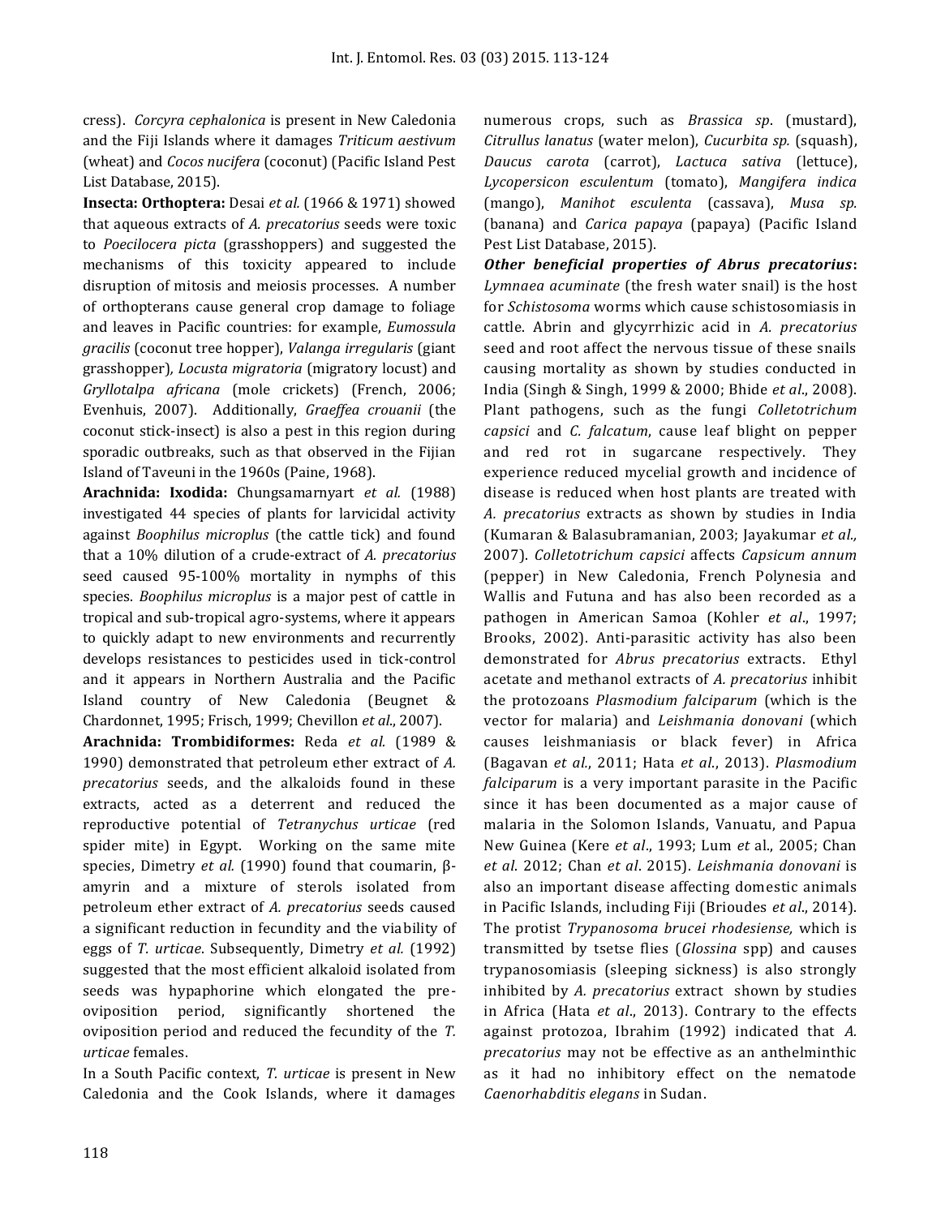cress). *Corcyra cephalonica* is present in New Caledonia and the Fiji Islands where it damages *Triticum aestivum* (wheat) and *Cocos nucifera* (coconut) (Pacific Island Pest List Database, 2015).

**Insecta: Orthoptera:** Desai *et al.* (1966 & 1971) showed that aqueous extracts of *A. precatorius* seeds were toxic to *Poecilocera picta* (grasshoppers) and suggested the mechanisms of this toxicity appeared to include disruption of mitosis and meiosis processes. A number of orthopterans cause general crop damage to foliage and leaves in Pacific countries: for example, *Eumossula gracilis* (coconut tree hopper), *Valanga irregularis* (giant grasshopper), *Locusta migratoria* (migratory locust) and *Gryllotalpa africana* (mole crickets) (French, 2006; Evenhuis, 2007). Additionally, *Graeffea crouanii* (the coconut stick-insect) is also a pest in this region during sporadic outbreaks, such as that observed in the Fijian Island of Taveuni in the 1960s (Paine, 1968).

**Arachnida: Ixodida:** Chungsamarnyart *et al.* (1988) investigated 44 species of plants for larvicidal activity against *Boophilus microplus* (the cattle tick) and found that a 10% dilution of a crude-extract of *A. precatorius* seed caused 95-100% mortality in nymphs of this species. *Boophilus microplus* is a major pest of cattle in tropical and sub-tropical agro-systems, where it appears to quickly adapt to new environments and recurrently develops resistances to pesticides used in tick-control and it appears in Northern Australia and the Pacific Island country of New Caledonia (Beugnet & Chardonnet, 1995; Frisch, 1999; Chevillon *et al.*, 2007).

**Arachnida: Trombidiformes:** Reda *et al.* (1989 & 1990) demonstrated that petroleum ether extract of *A. precatorius* seeds, and the alkaloids found in these extracts, acted as a deterrent and reduced the reproductive potential of *Tetranychus urticae* (red spider mite) in Egypt. Working on the same mite species, Dimetry *et al.* (1990) found that coumarin, β-amyrin and a mixture of sterols isolated from petroleum ether extract of *A. precatorius* seeds caused a significant reduction in fecundity and the viability of eggs of *T. urticae*. Subsequently, Dimetry *et al.* (1992) suggested that the most efficient alkaloid isolated from seeds was hypaphorine which elongated the pre-oviposition period, significantly shortened the oviposition period and reduced the fecundity of the *T. urticae* females.

In a South Pacific context, *T. urticae* is present in New Caledonia and the Cook Islands, where it damages numerous crops, such as *Brassica sp*. (mustard), *Citrullus lanatus* (water melon), *Cucurbita sp.* (squash), *Daucus carota* (carrot), *Lactuca sativa* (lettuce), *Lycopersicon esculentum* (tomato), *Mangifera indica* (mango), *Manihot esculenta* (cassava), *Musa sp.* (banana) and *Carica papaya* (papaya) (Pacific Island Pest List Database, 2015).

***Other beneficial properties of Abrus precatorius*:** *Lymnaea acuminate* (the fresh water snail) is the host for *Schistosoma* worms which cause schistosomiasis in cattle. Abrin and glycyrrhizic acid in *A. precatorius* seed and root affect the nervous tissue of these snails causing mortality as shown by studies conducted in India (Singh & Singh, 1999 & 2000; Bhide *et al*., 2008). Plant pathogens, such as the fungi *Colletotrichum capsici* and *C. falcatum*, cause leaf blight on pepper and red rot in sugarcane respectively. They experience reduced mycelial growth and incidence of disease is reduced when host plants are treated with *A. precatorius* extracts as shown by studies in India (Kumaran & Balasubramanian, 2003; Jayakumar *et al.,* 2007). *Colletotrichum capsici* affects *Capsicum annum* (pepper) in New Caledonia, French Polynesia and Wallis and Futuna and has also been recorded as a pathogen in American Samoa (Kohler *et al*., 1997; Brooks, 2002). Anti-parasitic activity has also been demonstrated for *Abrus precatorius* extracts. Ethyl acetate and methanol extracts of *A. precatorius* inhibit the protozoans *Plasmodium falciparum* (which is the vector for malaria) and *Leishmania donovani* (which causes leishmaniasis or black fever) in Africa (Bagavan *et al*., 2011; Hata *et al*., 2013). *Plasmodium falciparum* is a very important parasite in the Pacific since it has been documented as a major cause of malaria in the Solomon Islands, Vanuatu, and Papua New Guinea (Kere *et al*., 1993; Lum *et* al., 2005; Chan *et al*. 2012; Chan *et al*. 2015). *Leishmania donovani* is also an important disease affecting domestic animals in Pacific Islands, including Fiji (Brioudes *et al*., 2014). The protist *Trypanosoma brucei rhodesiense,* which is transmitted by tsetse flies (*Glossina* spp) and causes trypanosomiasis (sleeping sickness) is also strongly inhibited by *A. precatorius* extract shown by studies in Africa (Hata *et al*., 2013). Contrary to the effects against protozoa, Ibrahim (1992) indicated that *A. precatorius* may not be effective as an anthelminthic as it had no inhibitory effect on the nematode *Caenorhabditis elegans* in Sudan.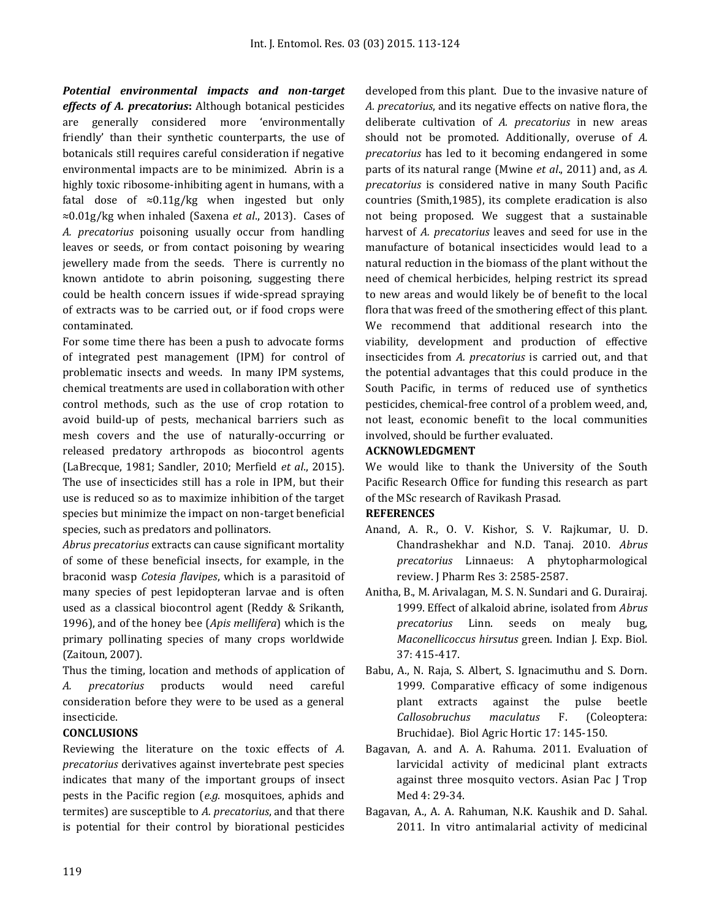***Potential environmental impacts and non-target effects of A. precatorius*:** Although botanical pesticides are generally considered more 'environmentally friendly' than their synthetic counterparts, the use of botanicals still requires careful consideration if negative environmental impacts are to be minimized. Abrin is a highly toxic ribosome-inhibiting agent in humans, with a fatal dose of ≈0.11g/kg when ingested but only ≈0.01g/kg when inhaled (Saxena *et al*., 2013). Cases of *A. precatorius* poisoning usually occur from handling leaves or seeds, or from contact poisoning by wearing jewellery made from the seeds. There is currently no known antidote to abrin poisoning, suggesting there could be health concern issues if wide-spread spraying of extracts was to be carried out, or if food crops were contaminated.

For some time there has been a push to advocate forms of integrated pest management (IPM) for control of problematic insects and weeds. In many IPM systems, chemical treatments are used in collaboration with other control methods, such as the use of crop rotation to avoid build-up of pests, mechanical barriers such as mesh covers and the use of naturally-occurring or released predatory arthropods as biocontrol agents (LaBrecque, 1981; Sandler, 2010; Merfield *et al*., 2015). The use of insecticides still has a role in IPM, but their use is reduced so as to maximize inhibition of the target species but minimize the impact on non-target beneficial species, such as predators and pollinators.

*Abrus precatorius* extracts can cause significant mortality of some of these beneficial insects, for example, in the braconid wasp *Cotesia flavipes*, which is a parasitoid of many species of pest lepidopteran larvae and is often used as a classical biocontrol agent (Reddy & Srikanth, 1996), and of the honey bee (*Apis mellifera*) which is the primary pollinating species of many crops worldwide (Zaitoun, 2007).

Thus the timing, location and methods of application of *A. precatorius* products would need careful consideration before they were to be used as a general insecticide.

## CONCLUSIONS

Reviewing the literature on the toxic effects of *A. precatorius* derivatives against invertebrate pest species indicates that many of the important groups of insect pests in the Pacific region (*e.g.* mosquitoes, aphids and termites) are susceptible to *A. precatorius*, and that there is potential for their control by biorational pesticides developed from this plant. Due to the invasive nature of *A. precatorius*, and its negative effects on native flora, the deliberate cultivation of *A. precatorius* in new areas should not be promoted. Additionally, overuse of *A. precatorius* has led to it becoming endangered in some parts of its natural range (Mwine *et al*., 2011) and, as *A. precatorius* is considered native in many South Pacific countries (Smith,1985), its complete eradication is also not being proposed. We suggest that a sustainable harvest of *A. precatorius* leaves and seed for use in the manufacture of botanical insecticides would lead to a natural reduction in the biomass of the plant without the need of chemical herbicides, helping restrict its spread to new areas and would likely be of benefit to the local flora that was freed of the smothering effect of this plant. We recommend that additional research into the viability, development and production of effective insecticides from *A. precatorius* is carried out, and that the potential advantages that this could produce in the South Pacific, in terms of reduced use of synthetics pesticides, chemical-free control of a problem weed, and, not least, economic benefit to the local communities involved, should be further evaluated.

## ACKNOWLEDGMENT

We would like to thank the University of the South Pacific Research Office for funding this research as part of the MSc research of Ravikash Prasad.

## REFERENCES

Anand, A. R., O. V. Kishor, S. V. Rajkumar, U. D. Chandrashekhar and N.D. Tanaj. 2010. *Abrus precatorius* Linnaeus: A phytopharmological review. J Pharm Res 3: 2585-2587.

Anitha, B., M. Arivalagan, M. S. N. Sundari and G. Durairaj. 1999. Effect of alkaloid abrine, isolated from *Abrus precatorius* Linn. seeds on mealy bug, *Maconellicoccus hirsutus* green. Indian J. Exp. Biol. 37: 415-417.

Babu, A., N. Raja, S. Albert, S. Ignacimuthu and S. Dorn. 1999. Comparative efficacy of some indigenous plant extracts against the pulse beetle *Callosobruchus maculatus* F. (Coleoptera: Bruchidae). Biol Agric Hortic 17: 145-150.

Bagavan, A. and A. A. Rahuma. 2011. Evaluation of larvicidal activity of medicinal plant extracts against three mosquito vectors. Asian Pac J Trop Med 4: 29-34.

Bagavan, A., A. A. Rahuman, N.K. Kaushik and D. Sahal. 2011. In vitro antimalarial activity of medicinal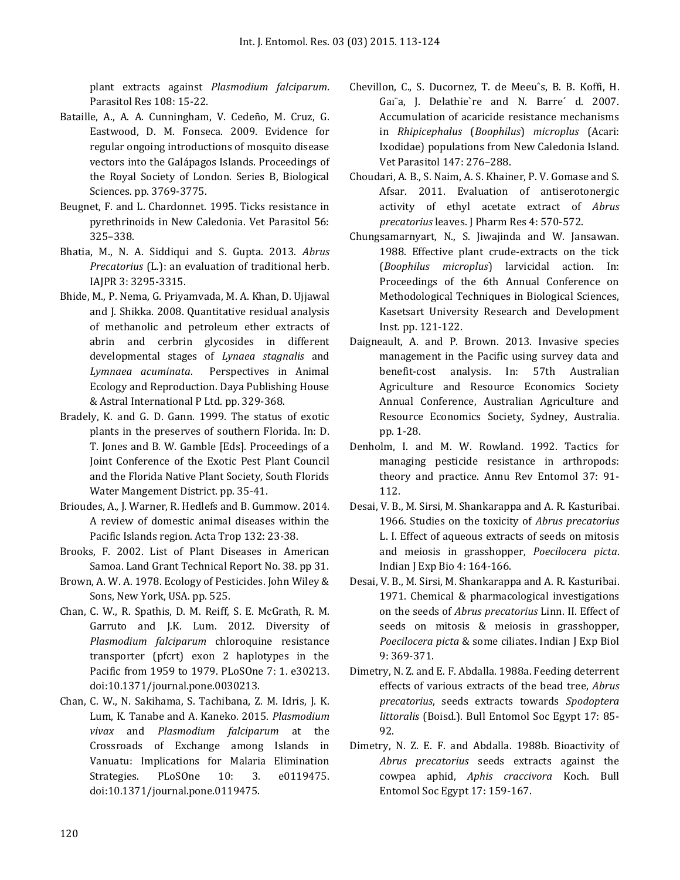plant extracts against *Plasmodium falciparum*. Parasitol Res 108: 15-22.

Bataille, A., A. A. Cunningham, V. Cedeño, M. Cruz, G. Eastwood, D. M. Fonseca. 2009. Evidence for regular ongoing introductions of mosquito disease vectors into the Galápagos Islands. Proceedings of the Royal Society of London. Series B, Biological Sciences. pp. 3769-3775.

Beugnet, F. and L. Chardonnet. 1995. Ticks resistance in pyrethrinoids in New Caledonia. Vet Parasitol 56: 325–338.

Bhatia, M., N. A. Siddiqui and S. Gupta. 2013. *Abrus Precatorius* (L.): an evaluation of traditional herb. IAJPR 3: 3295-3315.

Bhide, M., P. Nema, G. Priyamvada, M. A. Khan, D. Ujjawal and J. Shikka. 2008. Quantitative residual analysis of methanolic and petroleum ether extracts of abrin and cerbrin glycosides in different developmental stages of *Lynaea stagnalis* and *Lymnaea acuminata*. Perspectives in Animal Ecology and Reproduction. Daya Publishing House & Astral International P Ltd. pp. 329-368.

Bradely, K. and G. D. Gann. 1999. The status of exotic plants in the preserves of southern Florida. In: D. T. Jones and B. W. Gamble [Eds]. Proceedings of a Joint Conference of the Exotic Pest Plant Council and the Florida Native Plant Society, South Florids Water Mangement District. pp. 35-41.

Brioudes, A., J. Warner, R. Hedlefs and B. Gummow. 2014. A review of domestic animal diseases within the Pacific Islands region. Acta Trop 132: 23-38.

Brooks, F. 2002. List of Plant Diseases in American Samoa. Land Grant Technical Report No. 38. pp 31.

Brown, A. W. A. 1978. Ecology of Pesticides. John Wiley & Sons, New York, USA. pp. 525.

Chan, C. W., R. Spathis, D. M. Reiff, S. E. McGrath, R. M. Garruto and J.K. Lum. 2012. Diversity of *Plasmodium falciparum* chloroquine resistance transporter (pfcrt) exon 2 haplotypes in the Pacific from 1959 to 1979. PLoSOne 7: 1. e30213. doi:10.1371/journal.pone.0030213.

Chan, C. W., N. Sakihama, S. Tachibana, Z. M. Idris, J. K. Lum, K. Tanabe and A. Kaneko. 2015. *Plasmodium vivax* and *Plasmodium falciparum* at the Crossroads of Exchange among Islands in Vanuatu: Implications for Malaria Elimination Strategies. PLoSOne 10: 3. e0119475. doi:10.1371/journal.pone.0119475.

Chevillon, C., S. Ducornez, T. de Meeuˆs, B. B. Koffi, H. Gaı¨a, J. Delathie`re and N. Barre´ d. 2007. Accumulation of acaricide resistance mechanisms in *Rhipicephalus* (*Boophilus*) *microplus* (Acari: Ixodidae) populations from New Caledonia Island. Vet Parasitol 147: 276–288.

Choudari, A. B., S. Naim, A. S. Khainer, P. V. Gomase and S. Afsar. 2011. Evaluation of antiserotonergic activity of ethyl acetate extract of *Abrus precatorius* leaves. J Pharm Res 4: 570-572.

Chungsamarnyart, N., S. Jiwajinda and W. Jansawan. 1988. Effective plant crude-extracts on the tick (*Boophilus microplus*) larvicidal action. In: Proceedings of the 6th Annual Conference on Methodological Techniques in Biological Sciences, Kasetsart University Research and Development Inst. pp. 121-122.

Daigneault, A. and P. Brown. 2013. Invasive species management in the Pacific using survey data and benefit-cost analysis. In: 57th Australian Agriculture and Resource Economics Society Annual Conference, Australian Agriculture and Resource Economics Society, Sydney, Australia. pp. 1-28.

Denholm, I. and M. W. Rowland. 1992. Tactics for managing pesticide resistance in arthropods: theory and practice. Annu Rev Entomol 37: 91-112.

Desai, V. B., M. Sirsi, M. Shankarappa and A. R. Kasturibai. 1966. Studies on the toxicity of *Abrus precatorius* L. I. Effect of aqueous extracts of seeds on mitosis and meiosis in grasshopper, *Poecilocera picta*. Indian J Exp Bio 4: 164-166.

Desai, V. B., M. Sirsi, M. Shankarappa and A. R. Kasturibai. 1971. Chemical & pharmacological investigations on the seeds of *Abrus precatorius* Linn. II. Effect of seeds on mitosis & meiosis in grasshopper, *Poecilocera picta* & some ciliates. Indian J Exp Biol 9: 369-371.

Dimetry, N. Z. and E. F. Abdalla. 1988a. Feeding deterrent effects of various extracts of the bead tree, *Abrus precatorius*, seeds extracts towards *Spodoptera littoralis* (Boisd.). Bull Entomol Soc Egypt 17: 85-92.

Dimetry, N. Z. E. F. and Abdalla. 1988b. Bioactivity of *Abrus precatorius* seeds extracts against the cowpea aphid, *Aphis craccivora* Koch. Bull Entomol Soc Egypt 17: 159-167.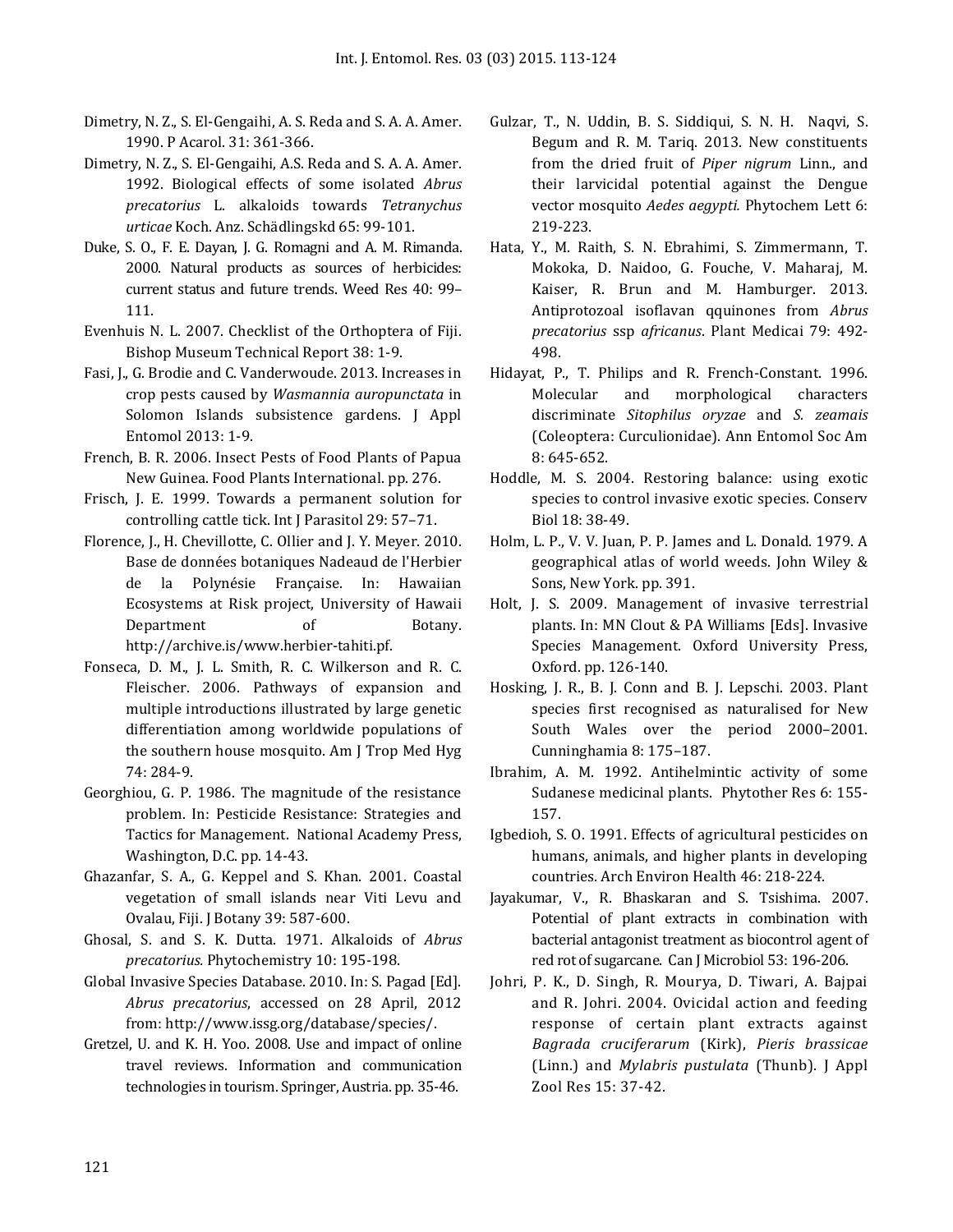Dimetry, N. Z., S. El-Gengaihi, A. S. Reda and S. A. A. Amer. 1990. P Acarol. 31: 361-366.

Dimetry, N. Z., S. El-Gengaihi, A.S. Reda and S. A. A. Amer. 1992. Biological effects of some isolated *Abrus precatorius* L. alkaloids towards *Tetranychus urticae* Koch. Anz. Schädlingskd 65: 99-101.

Duke, S. O., F. E. Dayan, J. G. Romagni and A. M. Rimanda. 2000. Natural products as sources of herbicides: current status and future trends. Weed Res 40: 99–111.

Evenhuis N. L. 2007. Checklist of the Orthoptera of Fiji. Bishop Museum Technical Report 38: 1-9.

Fasi, J., G. Brodie and C. Vanderwoude. 2013. Increases in crop pests caused by *Wasmannia auropunctata* in Solomon Islands subsistence gardens. J Appl Entomol 2013: 1-9.

French, B. R. 2006. Insect Pests of Food Plants of Papua New Guinea. Food Plants International. pp. 276.

Frisch, J. E. 1999. Towards a permanent solution for controlling cattle tick. Int J Parasitol 29: 57–71.

Florence, J., H. Chevillotte, C. Ollier and J. Y. Meyer. 2010. Base de données botaniques Nadeaud de l'Herbier de la Polynésie Française. In: Hawaiian Ecosystems at Risk project, University of Hawaii Department of Botany. http://archive.is/www.herbier-tahiti.pf.

Fonseca, D. M., J. L. Smith, R. C. Wilkerson and R. C. Fleischer. 2006. Pathways of expansion and multiple introductions illustrated by large genetic differentiation among worldwide populations of the southern house mosquito. Am J Trop Med Hyg 74: 284-9.

Georghiou, G. P. 1986. The magnitude of the resistance problem. In: Pesticide Resistance: Strategies and Tactics for Management. National Academy Press, Washington, D.C. pp. 14-43.

Ghazanfar, S. A., G. Keppel and S. Khan. 2001. Coastal vegetation of small islands near Viti Levu and Ovalau, Fiji. J Botany 39: 587-600.

Ghosal, S. and S. K. Dutta. 1971. Alkaloids of *Abrus precatorius.* Phytochemistry 10: 195-198.

Global Invasive Species Database. 2010. In: S. Pagad [Ed]. *Abrus precatorius*, accessed on 28 April, 2012 from: http://www.issg.org/database/species/.

Gretzel, U. and K. H. Yoo. 2008. Use and impact of online travel reviews. Information and communication technologies in tourism. Springer, Austria. pp. 35-46.

Gulzar, T., N. Uddin, B. S. Siddiqui, S. N. H. Naqvi, S. Begum and R. M. Tariq. 2013. New constituents from the dried fruit of *Piper nigrum* Linn., and their larvicidal potential against the Dengue vector mosquito *Aedes aegypti.* Phytochem Lett 6: 219-223.

Hata, Y., M. Raith, S. N. Ebrahimi, S. Zimmermann, T. Mokoka, D. Naidoo, G. Fouche, V. Maharaj, M. Kaiser, R. Brun and M. Hamburger. 2013. Antiprotozoal isoflavan qquinones from *Abrus precatorius* ssp *africanus*. Plant Medicai 79: 492-498.

Hidayat, P., T. Philips and R. French-Constant. 1996. Molecular and morphological characters discriminate *Sitophilus oryzae* and *S. zeamais* (Coleoptera: Curculionidae). Ann Entomol Soc Am 8: 645-652.

Hoddle, M. S. 2004. Restoring balance: using exotic species to control invasive exotic species. Conserv Biol 18: 38-49.

Holm, L. P., V. V. Juan, P. P. James and L. Donald. 1979. A geographical atlas of world weeds. John Wiley & Sons, New York. pp. 391.

Holt, J. S. 2009. Management of invasive terrestrial plants. In: MN Clout & PA Williams [Eds]. Invasive Species Management. Oxford University Press, Oxford. pp. 126-140.

Hosking, J. R., B. J. Conn and B. J. Lepschi. 2003. Plant species first recognised as naturalised for New South Wales over the period 2000–2001. Cunninghamia 8: 175–187.

Ibrahim, A. M. 1992. Antihelmintic activity of some Sudanese medicinal plants. Phytother Res 6: 155-157.

Igbedioh, S. O. 1991. Effects of agricultural pesticides on humans, animals, and higher plants in developing countries. Arch Environ Health 46: 218-224.

Jayakumar, V., R. Bhaskaran and S. Tsishima. 2007. Potential of plant extracts in combination with bacterial antagonist treatment as biocontrol agent of red rot of sugarcane. Can J Microbiol 53: 196-206.

Johri, P. K., D. Singh, R. Mourya, D. Tiwari, A. Bajpai and R. Johri. 2004. Ovicidal action and feeding response of certain plant extracts against *Bagrada cruciferarum* (Kirk), *Pieris brassicae* (Linn.) and *Mylabris pustulata* (Thunb). J Appl Zool Res 15: 37-42.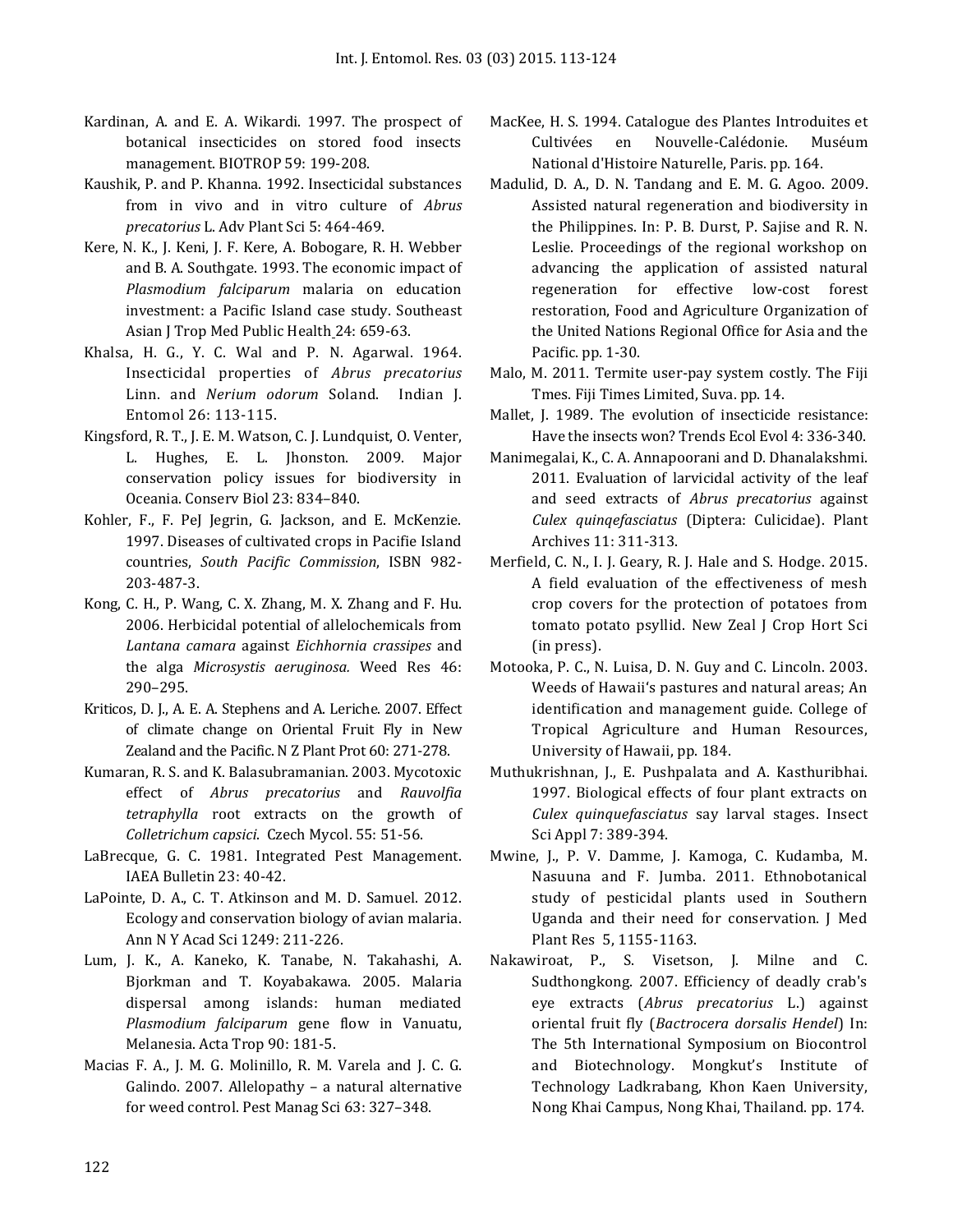Kardinan, A. and E. A. Wikardi. 1997. The prospect of botanical insecticides on stored food insects management. BIOTROP 59: 199-208.

Kaushik, P. and P. Khanna. 1992. Insecticidal substances from in vivo and in vitro culture of *Abrus precatorius* L. Adv Plant Sci 5: 464-469.

Kere, N. K., J. Keni, J. F. Kere, A. Bobogare, R. H. Webber and B. A. Southgate. 1993. The economic impact of *Plasmodium falciparum* malaria on education investment: a Pacific Island case study. Southeast Asian J Trop Med Public Health 24: 659-63.

Khalsa, H. G., Y. C. Wal and P. N. Agarwal. 1964. Insecticidal properties of *Abrus precatorius* Linn. and *Nerium odorum* Soland. Indian J. Entomol 26: 113-115.

Kingsford, R. T., J. E. M. Watson, C. J. Lundquist, O. Venter, L. Hughes, E. L. Jhonston. 2009. Major conservation policy issues for biodiversity in Oceania. Conserv Biol 23: 834–840.

Kohler, F., F. PeJ Jegrin, G. Jackson, and E. McKenzie. 1997. Diseases of cultivated crops in Pacifie Island countries, *South Pacific Commission*, ISBN 982-203-487-3.

Kong, C. H., P. Wang, C. X. Zhang, M. X. Zhang and F. Hu. 2006. Herbicidal potential of allelochemicals from *Lantana camara* against *Eichhornia crassipes* and the alga *Microsystis aeruginosa.* Weed Res 46: 290–295.

Kriticos, D. J., A. E. A. Stephens and A. Leriche. 2007. Effect of climate change on Oriental Fruit Fly in New Zealand and the Pacific. N Z Plant Prot 60: 271-278.

Kumaran, R. S. and K. Balasubramanian. 2003. Mycotoxic effect of *Abrus precatorius* and *Rauvolfia tetraphylla* root extracts on the growth of *Colletrichum capsici*. Czech Mycol. 55: 51-56.

LaBrecque, G. C. 1981. Integrated Pest Management. IAEA Bulletin 23: 40-42.

LaPointe, D. A., C. T. Atkinson and M. D. Samuel. 2012. Ecology and conservation biology of avian malaria. Ann N Y Acad Sci 1249: 211-226.

Lum, J. K., A. Kaneko, K. Tanabe, N. Takahashi, A. Bjorkman and T. Koyabakawa. 2005. Malaria dispersal among islands: human mediated *Plasmodium falciparum* gene flow in Vanuatu, Melanesia. Acta Trop 90: 181-5.

Macias F. A., J. M. G. Molinillo, R. M. Varela and J. C. G. Galindo. 2007. Allelopathy – a natural alternative for weed control. Pest Manag Sci 63: 327–348.

MacKee, H. S. 1994. Catalogue des Plantes Introduites et Cultivées en Nouvelle-Calédonie. Muséum National d'Histoire Naturelle, Paris. pp. 164.

Madulid, D. A., D. N. Tandang and E. M. G. Agoo. 2009. Assisted natural regeneration and biodiversity in the Philippines. In: P. B. Durst, P. Sajise and R. N. Leslie. Proceedings of the regional workshop on advancing the application of assisted natural regeneration for effective low-cost forest restoration, Food and Agriculture Organization of the United Nations Regional Office for Asia and the Pacific. pp. 1-30.

Malo, M. 2011. Termite user-pay system costly. The Fiji Tmes. Fiji Times Limited, Suva. pp. 14.

Mallet, J. 1989. The evolution of insecticide resistance: Have the insects won? Trends Ecol Evol 4: 336-340.

Manimegalai, K., C. A. Annapoorani and D. Dhanalakshmi. 2011. Evaluation of larvicidal activity of the leaf and seed extracts of *Abrus precatorius* against *Culex quinqefasciatus* (Diptera: Culicidae). Plant Archives 11: 311-313.

Merfield, C. N., I. J. Geary, R. J. Hale and S. Hodge. 2015. A field evaluation of the effectiveness of mesh crop covers for the protection of potatoes from tomato potato psyllid. New Zeal J Crop Hort Sci (in press).

Motooka, P. C., N. Luisa, D. N. Guy and C. Lincoln. 2003. Weeds of Hawaii's pastures and natural areas; An identification and management guide. College of Tropical Agriculture and Human Resources, University of Hawaii, pp. 184.

Muthukrishnan, J., E. Pushpalata and A. Kasthuribhai. 1997. Biological effects of four plant extracts on *Culex quinquefasciatus* say larval stages. Insect Sci Appl 7: 389-394.

Mwine, J., P. V. Damme, J. Kamoga, C. Kudamba, M. Nasuuna and F. Jumba. 2011. Ethnobotanical study of pesticidal plants used in Southern Uganda and their need for conservation. J Med Plant Res 5, 1155-1163.

Nakawiroat, P., S. Visetson, J. Milne and C. Sudthongkong. 2007. Efficiency of deadly crab's eye extracts (*Abrus precatorius* L.) against oriental fruit fly (*Bactrocera dorsalis Hendel*) In: The 5th International Symposium on Biocontrol and Biotechnology. Mongkut's Institute of Technology Ladkrabang, Khon Kaen University, Nong Khai Campus, Nong Khai, Thailand. pp. 174.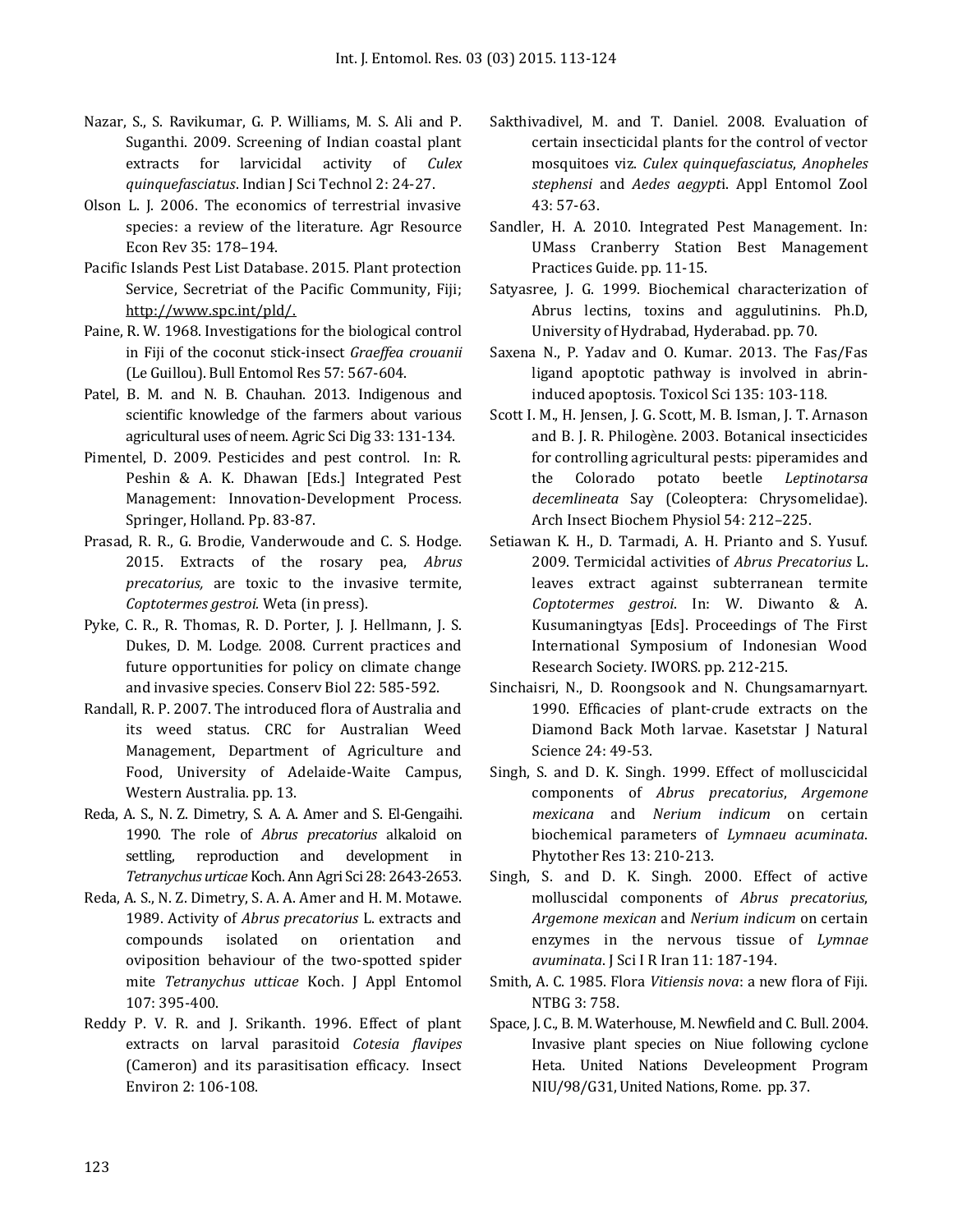Nazar, S., S. Ravikumar, G. P. Williams, M. S. Ali and P. Suganthi. 2009. Screening of Indian coastal plant extracts for larvicidal activity of *Culex quinquefasciatus*. Indian J Sci Technol 2: 24-27.

Olson L. J. 2006. The economics of terrestrial invasive species: a review of the literature. Agr Resource Econ Rev 35: 178–194.

Pacific Islands Pest List Database. 2015. Plant protection Service, Secretriat of the Pacific Community, Fiji; http://www.spc.int/pld/.

Paine, R. W. 1968. Investigations for the biological control in Fiji of the coconut stick-insect *Graeffea crouanii* (Le Guillou). Bull Entomol Res 57: 567-604.

Patel, B. M. and N. B. Chauhan. 2013. Indigenous and scientific knowledge of the farmers about various agricultural uses of neem. Agric Sci Dig 33: 131-134.

Pimentel, D. 2009. Pesticides and pest control. In: R. Peshin & A. K. Dhawan [Eds.] Integrated Pest Management: Innovation-Development Process. Springer, Holland. Pp. 83-87.

Prasad, R. R., G. Brodie, Vanderwoude and C. S. Hodge. 2015. Extracts of the rosary pea, *Abrus precatorius,* are toxic to the invasive termite, *Coptotermes gestroi.* Weta (in press).

Pyke, C. R., R. Thomas, R. D. Porter, J. J. Hellmann, J. S. Dukes, D. M. Lodge. 2008. Current practices and future opportunities for policy on climate change and invasive species. Conserv Biol 22: 585-592.

Randall, R. P. 2007. The introduced flora of Australia and its weed status. CRC for Australian Weed Management, Department of Agriculture and Food, University of Adelaide-Waite Campus, Western Australia. pp. 13.

Reda, A. S., N. Z. Dimetry, S. A. A. Amer and S. El-Gengaihi. 1990. The role of *Abrus precatorius* alkaloid on settling, reproduction and development in *Tetranychus urticae* Koch. Ann Agri Sci 28: 2643-2653.

Reda, A. S., N. Z. Dimetry, S. A. A. Amer and H. M. Motawe. 1989. Activity of *Abrus precatorius* L. extracts and compounds isolated on orientation and oviposition behaviour of the two-spotted spider mite *Tetranychus utticae* Koch. J Appl Entomol 107: 395-400.

Reddy P. V. R. and J. Srikanth. 1996. Effect of plant extracts on larval parasitoid *Cotesia flavipes* (Cameron) and its parasitisation efficacy. Insect Environ 2: 106-108.

Sakthivadivel, M. and T. Daniel. 2008. Evaluation of certain insecticidal plants for the control of vector mosquitoes viz. *Culex quinquefasciatus*, *Anopheles stephensi* and *Aedes aegypt*i. Appl Entomol Zool 43: 57-63.

Sandler, H. A. 2010. Integrated Pest Management. In: UMass Cranberry Station Best Management Practices Guide. pp. 11-15.

Satyasree, J. G. 1999. Biochemical characterization of Abrus lectins, toxins and agglutinins. Ph.D, University of Hydrabad, Hyderabad. pp. 70.

Saxena N., P. Yadav and O. Kumar. 2013. The Fas/Fas ligand apoptotic pathway is involved in abrin-induced apoptosis. Toxicol Sci 135: 103-118.

Scott I. M., H. Jensen, J. G. Scott, M. B. Isman, J. T. Arnason and B. J. R. Philogène. 2003. Botanical insecticides for controlling agricultural pests: piperamides and the Colorado potato beetle *Leptinotarsa decemlineata* Say (Coleoptera: Chrysomelidae). Arch Insect Biochem Physiol 54: 212–225.

Setiawan K. H., D. Tarmadi, A. H. Prianto and S. Yusuf. 2009. Termicidal activities of *Abrus Precatorius* L. leaves extract against subterranean termite *Coptotermes gestroi*. In: W. Diwanto & A. Kusumaningtyas [Eds]. Proceedings of The First International Symposium of Indonesian Wood Research Society. IWORS. pp. 212-215.

Sinchaisri, N., D. Roongsook and N. Chungsamarnyart. 1990. Efficacies of plant-crude extracts on the Diamond Back Moth larvae. Kasetstar J Natural Science 24: 49-53.

Singh, S. and D. K. Singh. 1999. Effect of molluscicidal components of *Abrus precatorius*, *Argemone mexicana* and *Nerium indicum* on certain biochemical parameters of *Lymnaeu acuminata*. Phytother Res 13: 210-213.

Singh, S. and D. K. Singh. 2000. Effect of active molluscidal components of *Abrus precatorius*, *Argemone mexican* and *Nerium indicum* on certain enzymes in the nervous tissue of *Lymnae avuminata*. J Sci I R Iran 11: 187-194.

Smith, A. C. 1985. Flora *Vitiensis nova*: a new flora of Fiji. NTBG 3: 758.

Space, J. C., B. M. Waterhouse, M. Newfield and C. Bull. 2004. Invasive plant species on Niue following cyclone Heta. United Nations Develeopment Program NIU/98/G31, United Nations, Rome. pp. 37.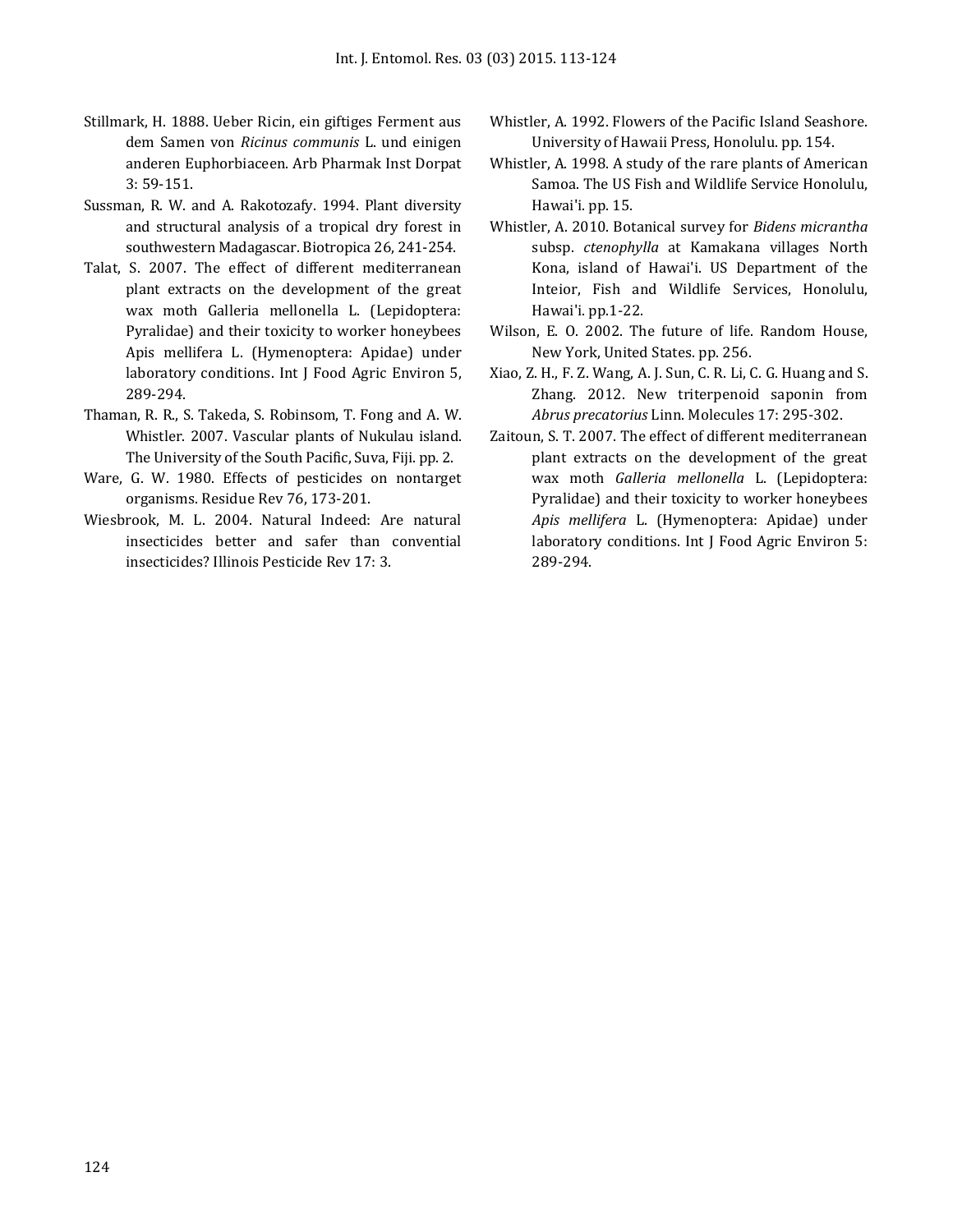Stillmark, H. 1888. Ueber Ricin, ein giftiges Ferment aus dem Samen von *Ricinus communis* L. und einigen anderen Euphorbiaceen. Arb Pharmak Inst Dorpat 3: 59-151.

Sussman, R. W. and A. Rakotozafy. 1994. Plant diversity and structural analysis of a tropical dry forest in southwestern Madagascar. Biotropica 26, 241-254.

Talat, S. 2007. The effect of different mediterranean plant extracts on the development of the great wax moth Galleria mellonella L. (Lepidoptera: Pyralidae) and their toxicity to worker honeybees Apis mellifera L. (Hymenoptera: Apidae) under laboratory conditions. Int J Food Agric Environ 5, 289-294.

Thaman, R. R., S. Takeda, S. Robinsom, T. Fong and A. W. Whistler. 2007. Vascular plants of Nukulau island. The University of the South Pacific, Suva, Fiji. pp. 2.

Ware, G. W. 1980. Effects of pesticides on nontarget organisms. Residue Rev 76, 173-201.

Wiesbrook, M. L. 2004. Natural Indeed: Are natural insecticides better and safer than convential insecticides? Illinois Pesticide Rev 17: 3.

Whistler, A. 1992. Flowers of the Pacific Island Seashore. University of Hawaii Press, Honolulu. pp. 154.

Whistler, A. 1998. A study of the rare plants of American Samoa. The US Fish and Wildlife Service Honolulu, Hawai'i. pp. 15.

Whistler, A. 2010. Botanical survey for *Bidens micrantha* subsp. *ctenophylla* at Kamakana villages North Kona, island of Hawai'i. US Department of the Inteior, Fish and Wildlife Services, Honolulu, Hawai'i. pp.1-22.

Wilson, E. O. 2002. The future of life. Random House, New York, United States. pp. 256.

Xiao, Z. H., F. Z. Wang, A. J. Sun, C. R. Li, C. G. Huang and S. Zhang. 2012. New triterpenoid saponin from *Abrus precatorius* Linn. Molecules 17: 295-302.

Zaitoun, S. T. 2007. The effect of different mediterranean plant extracts on the development of the great wax moth *Galleria mellonella* L. (Lepidoptera: Pyralidae) and their toxicity to worker honeybees *Apis mellifera* L. (Hymenoptera: Apidae) under laboratory conditions. Int J Food Agric Environ 5: 289-294.